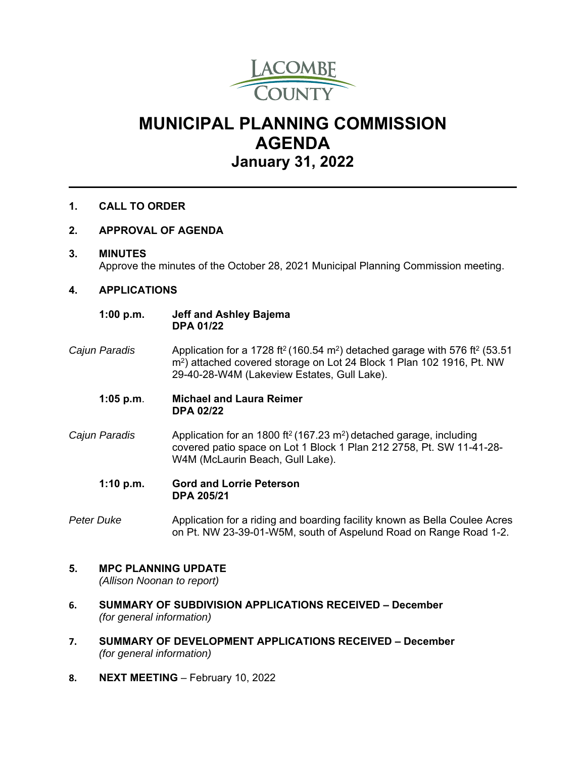LACOMBE COUNTY

# MUNICIPAL PLANNING COMMISSION AGENDA
## January 31, 2022

---

**1. CALL TO ORDER**

**2. APPROVAL OF AGENDA**

**3. MINUTES**
Approve the minutes of the October 28, 2021 Municipal Planning Commission meeting.

**4. APPLICATIONS**

**1:00 p.m.** **Jeff and Ashley Bajema**
**DPA 01/22**

*Cajun Paradis* Application for a 1728 $ft^2$ (160.54 $m^2$) detached garage with 576 $ft^2$ (53.51 $m^2$) attached covered storage on Lot 24 Block 1 Plan 102 1916, Pt. NW 29-40-28-W4M (Lakeview Estates, Gull Lake).

**1:05 p.m.** **Michael and Laura Reimer**
**DPA 02/22**

*Cajun Paradis* Application for an 1800 $ft^2$ (167.23 $m^2$) detached garage, including covered patio space on Lot 1 Block 1 Plan 212 2758, Pt. SW 11-41-28-W4M (McLaurin Beach, Gull Lake).

**1:10 p.m.** **Gord and Lorrie Peterson**
**DPA 205/21**

*Peter Duke* Application for a riding and boarding facility known as Bella Coulee Acres on Pt. NW 23-39-01-W5M, south of Aspelund Road on Range Road 1-2.

**5. MPC PLANNING UPDATE**
*(Allison Noonan to report)*

**6. SUMMARY OF SUBDIVISION APPLICATIONS RECEIVED – December**
*(for general information)*

**7. SUMMARY OF DEVELOPMENT APPLICATIONS RECEIVED – December**
*(for general information)*

**8. NEXT MEETING** – February 10, 2022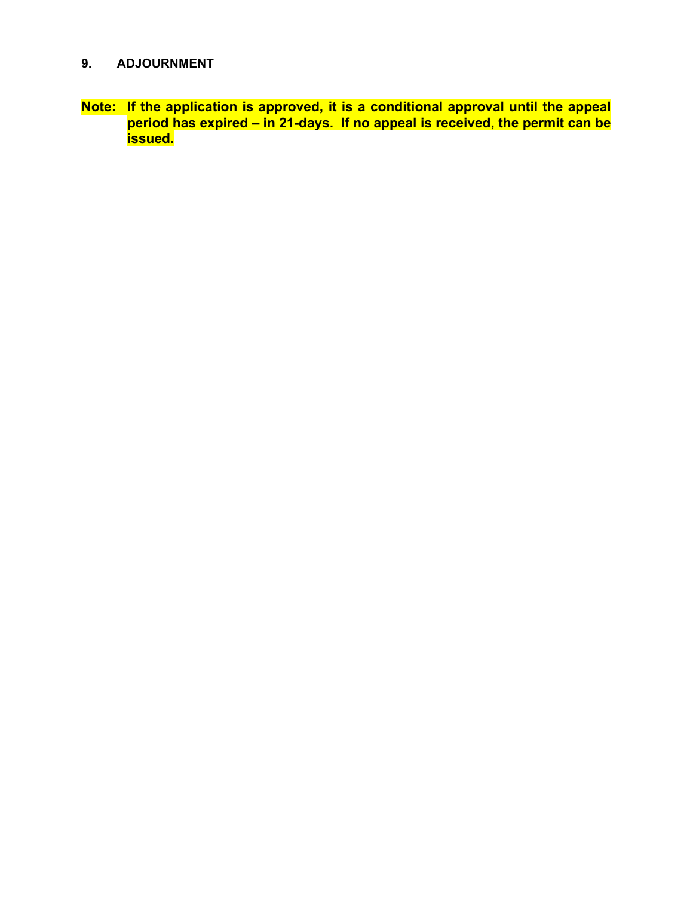**9. ADJOURNMENT**

**Note: If the application is approved, it is a conditional approval until the appeal period has expired – in 21-days. If no appeal is received, the permit can be issued.**